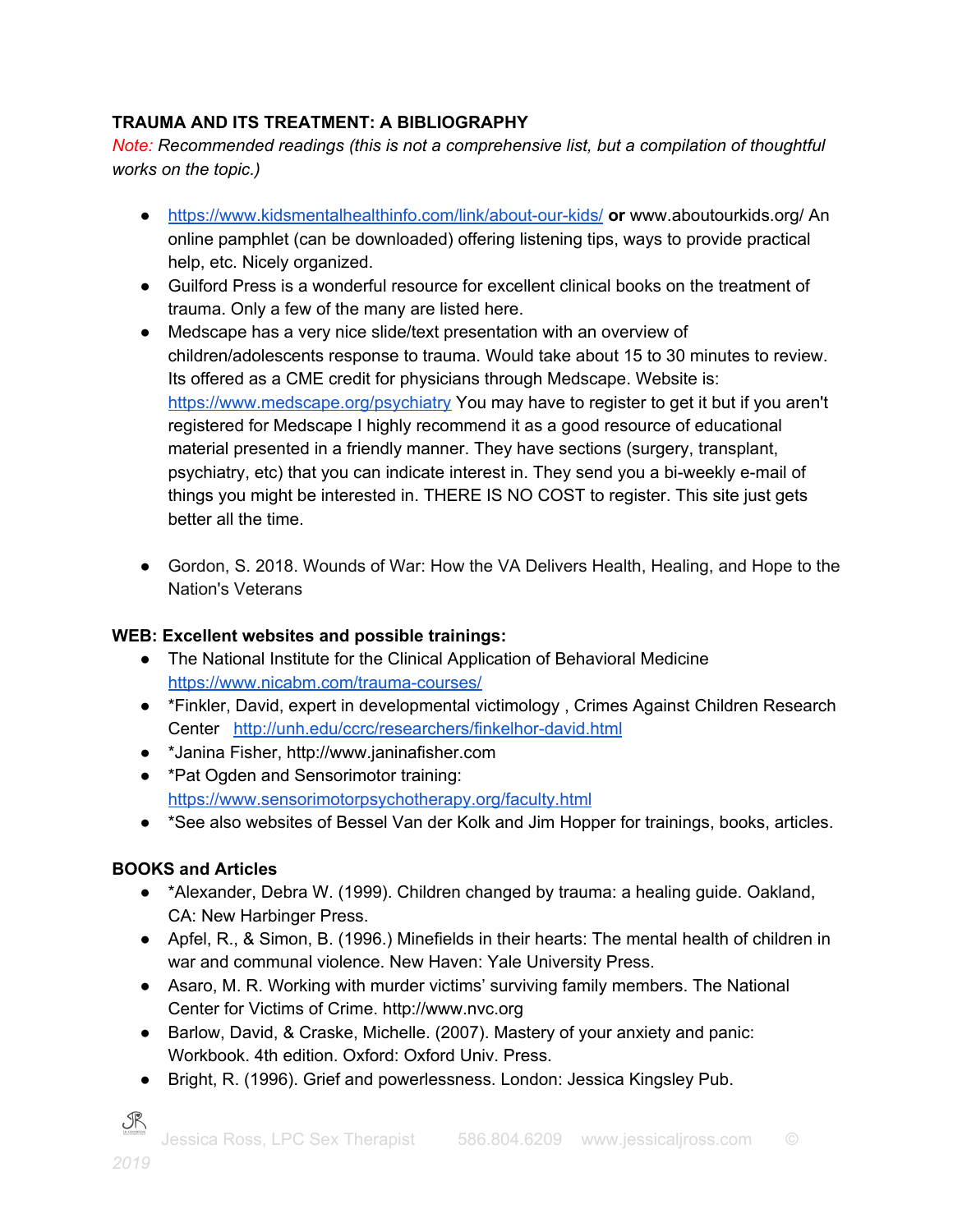**TRAUMA AND ITS TREATMENT: A BIBLIOGRAPHY**

*Note: Recommended readings (this is not a comprehensive list, but a compilation of thoughtful works on the topic.)*

- https://www.kidsmentalhealthinfo.com/link/about-our-kids/ **or** www.aboutourkids.org/ An online pamphlet (can be downloaded) offering listening tips, ways to provide practical help, etc. Nicely organized.
- Guilford Press is a wonderful resource for excellent clinical books on the treatment of trauma. Only a few of the many are listed here.
- Medscape has a very nice slide/text presentation with an overview of children/adolescents response to trauma. Would take about 15 to 30 minutes to review. Its offered as a CME credit for physicians through Medscape. Website is: https://www.medscape.org/psychiatry You may have to register to get it but if you aren't registered for Medscape I highly recommend it as a good resource of educational material presented in a friendly manner. They have sections (surgery, transplant, psychiatry, etc) that you can indicate interest in. They send you a bi-weekly e-mail of things you might be interested in. THERE IS NO COST to register. This site just gets better all the time.

- Gordon, S. 2018. Wounds of War: How the VA Delivers Health, Healing, and Hope to the Nation's Veterans

**WEB: Excellent websites and possible trainings:**

- The National Institute for the Clinical Application of Behavioral Medicine https://www.nicabm.com/trauma-courses/
- *Finkler, David, expert in developmental victimology , Crimes Against Children Research Center http://unh.edu/ccrc/researchers/finkelhor-david.html
- *Janina Fisher, http://www.janinafisher.com
- *Pat Ogden and Sensorimotor training: https://www.sensorimotorpsychotherapy.org/faculty.html
- *See also websites of Bessel Van der Kolk and Jim Hopper for trainings, books, articles.

**BOOKS and Articles**

- *Alexander, Debra W. (1999). Children changed by trauma: a healing guide. Oakland, CA: New Harbinger Press.
- Apfel, R., & Simon, B. (1996.) Minefields in their hearts: The mental health of children in war and communal violence. New Haven: Yale University Press.
- Asaro, M. R. Working with murder victims' surviving family members. The National Center for Victims of Crime. http://www.nvc.org
- Barlow, David, & Craske, Michelle. (2007). Mastery of your anxiety and panic: Workbook. 4th edition. Oxford: Oxford Univ. Press.
- Bright, R. (1996). Grief and powerlessness. London: Jessica Kingsley Pub.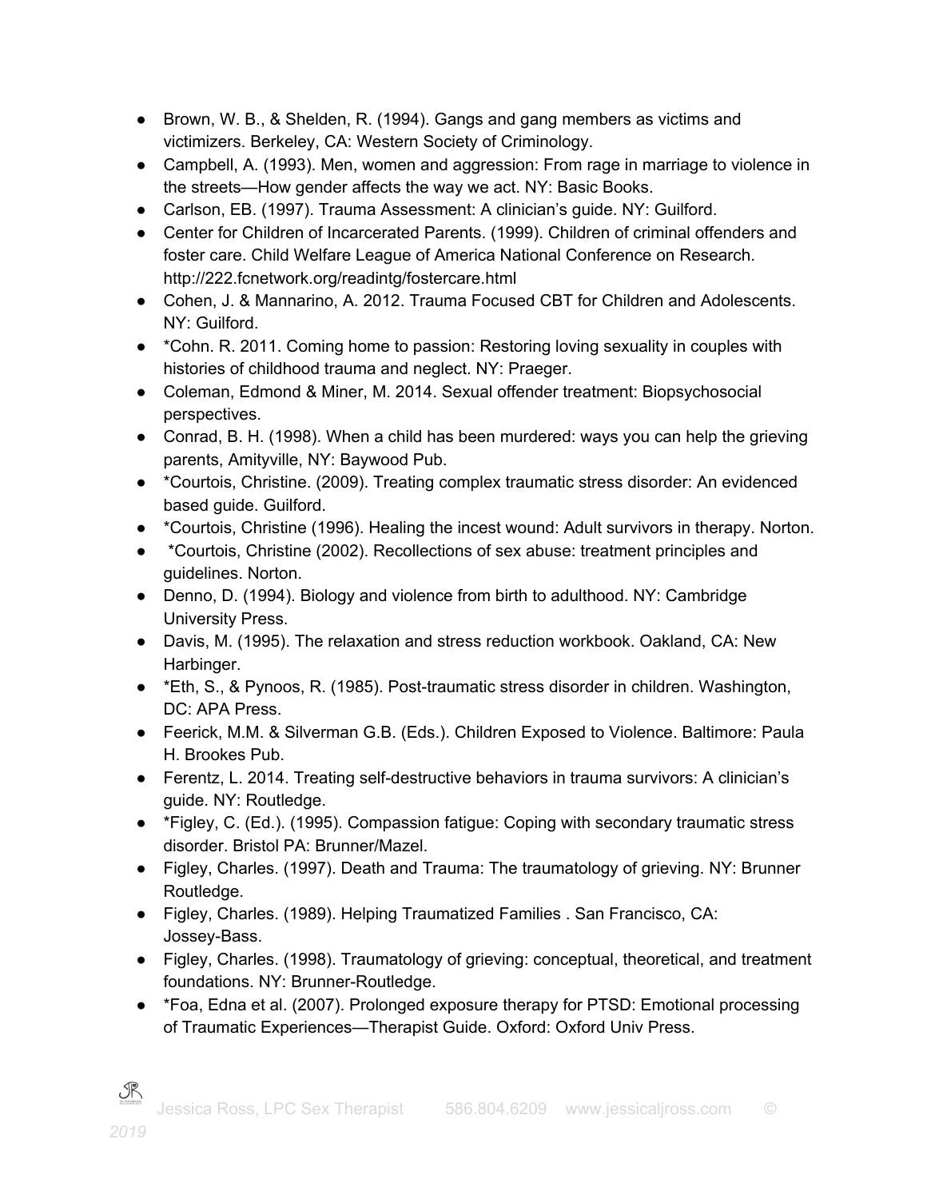- Brown, W. B., & Shelden, R. (1994). Gangs and gang members as victims and victimizers. Berkeley, CA: Western Society of Criminology.
- Campbell, A. (1993). Men, women and aggression: From rage in marriage to violence in the streets—How gender affects the way we act. NY: Basic Books.
- Carlson, EB. (1997). Trauma Assessment: A clinician's guide. NY: Guilford.
- Center for Children of Incarcerated Parents. (1999). Children of criminal offenders and foster care. Child Welfare League of America National Conference on Research. http://222.fcnetwork.org/readintg/fostercare.html
- Cohen, J. & Mannarino, A. 2012. Trauma Focused CBT for Children and Adolescents. NY: Guilford.
- *Cohn. R. 2011. Coming home to passion: Restoring loving sexuality in couples with histories of childhood trauma and neglect. NY: Praeger.
- Coleman, Edmond & Miner, M. 2014. Sexual offender treatment: Biopsychosocial perspectives.
- Conrad, B. H. (1998). When a child has been murdered: ways you can help the grieving parents, Amityville, NY: Baywood Pub.
- *Courtois, Christine. (2009). Treating complex traumatic stress disorder: An evidenced based guide. Guilford.
- *Courtois, Christine (1996). Healing the incest wound: Adult survivors in therapy. Norton.
- *Courtois, Christine (2002). Recollections of sex abuse: treatment principles and guidelines. Norton.
- Denno, D. (1994). Biology and violence from birth to adulthood. NY: Cambridge University Press.
- Davis, M. (1995). The relaxation and stress reduction workbook. Oakland, CA: New Harbinger.
- *Eth, S., & Pynoos, R. (1985). Post-traumatic stress disorder in children. Washington, DC: APA Press.
- Feerick, M.M. & Silverman G.B. (Eds.). Children Exposed to Violence. Baltimore: Paula H. Brookes Pub.
- Ferentz, L. 2014. Treating self-destructive behaviors in trauma survivors: A clinician's guide. NY: Routledge.
- *Figley, C. (Ed.). (1995). Compassion fatigue: Coping with secondary traumatic stress disorder. Bristol PA: Brunner/Mazel.
- Figley, Charles. (1997). Death and Trauma: The traumatology of grieving. NY: Brunner Routledge.
- Figley, Charles. (1989). Helping Traumatized Families . San Francisco, CA: Jossey-Bass.
- Figley, Charles. (1998). Traumatology of grieving: conceptual, theoretical, and treatment foundations. NY: Brunner-Routledge.
- *Foa, Edna et al. (2007). Prolonged exposure therapy for PTSD: Emotional processing of Traumatic Experiences—Therapist Guide. Oxford: Oxford Univ Press.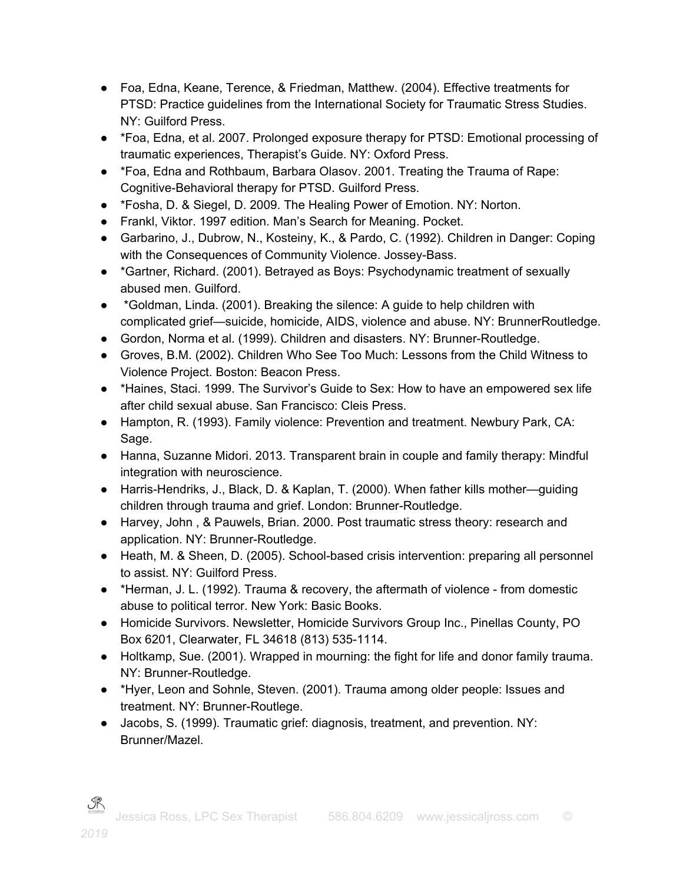- Foa, Edna, Keane, Terence, & Friedman, Matthew. (2004). Effective treatments for PTSD: Practice guidelines from the International Society for Traumatic Stress Studies. NY: Guilford Press.
- *Foa, Edna, et al. 2007. Prolonged exposure therapy for PTSD: Emotional processing of traumatic experiences, Therapist's Guide. NY: Oxford Press.
- *Foa, Edna and Rothbaum, Barbara Olasov. 2001. Treating the Trauma of Rape: Cognitive-Behavioral therapy for PTSD. Guilford Press.
- *Fosha, D. & Siegel, D. 2009. The Healing Power of Emotion. NY: Norton.
- Frankl, Viktor. 1997 edition. Man's Search for Meaning. Pocket.
- Garbarino, J., Dubrow, N., Kosteiny, K., & Pardo, C. (1992). Children in Danger: Coping with the Consequences of Community Violence. Jossey-Bass.
- *Gartner, Richard. (2001). Betrayed as Boys: Psychodynamic treatment of sexually abused men. Guilford.
- *Goldman, Linda. (2001). Breaking the silence: A guide to help children with complicated grief—suicide, homicide, AIDS, violence and abuse. NY: BrunnerRoutledge.
- Gordon, Norma et al. (1999). Children and disasters. NY: Brunner-Routledge.
- Groves, B.M. (2002). Children Who See Too Much: Lessons from the Child Witness to Violence Project. Boston: Beacon Press.
- *Haines, Staci. 1999. The Survivor's Guide to Sex: How to have an empowered sex life after child sexual abuse. San Francisco: Cleis Press.
- Hampton, R. (1993). Family violence: Prevention and treatment. Newbury Park, CA: Sage.
- Hanna, Suzanne Midori. 2013. Transparent brain in couple and family therapy: Mindful integration with neuroscience.
- Harris-Hendriks, J., Black, D. & Kaplan, T. (2000). When father kills mother—guiding children through trauma and grief. London: Brunner-Routledge.
- Harvey, John , & Pauwels, Brian. 2000. Post traumatic stress theory: research and application. NY: Brunner-Routledge.
- Heath, M. & Sheen, D. (2005). School-based crisis intervention: preparing all personnel to assist. NY: Guilford Press.
- *Herman, J. L. (1992). Trauma & recovery, the aftermath of violence - from domestic abuse to political terror. New York: Basic Books.
- Homicide Survivors. Newsletter, Homicide Survivors Group Inc., Pinellas County, PO Box 6201, Clearwater, FL 34618 (813) 535-1114.
- Holtkamp, Sue. (2001). Wrapped in mourning: the fight for life and donor family trauma. NY: Brunner-Routledge.
- *Hyer, Leon and Sohnle, Steven. (2001). Trauma among older people: Issues and treatment. NY: Brunner-Routlege.
- Jacobs, S. (1999). Traumatic grief: diagnosis, treatment, and prevention. NY: Brunner/Mazel.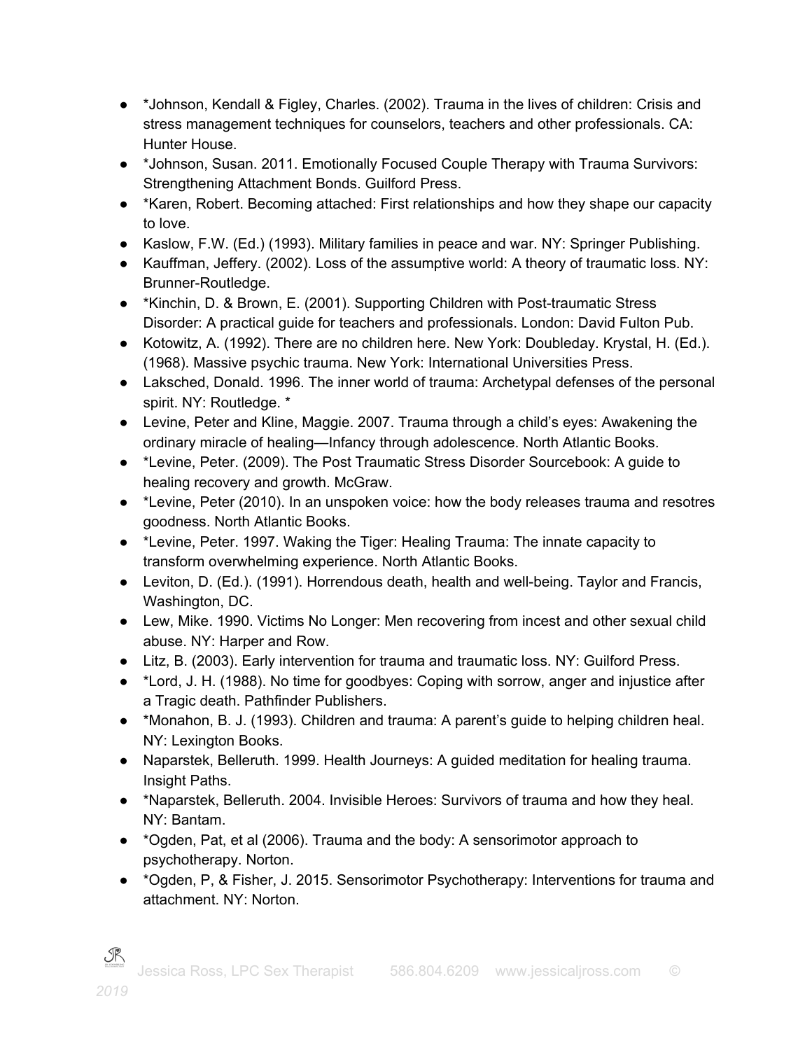- *Johnson, Kendall & Figley, Charles. (2002). Trauma in the lives of children: Crisis and stress management techniques for counselors, teachers and other professionals. CA: Hunter House.
- *Johnson, Susan. 2011. Emotionally Focused Couple Therapy with Trauma Survivors: Strengthening Attachment Bonds. Guilford Press.
- *Karen, Robert. Becoming attached: First relationships and how they shape our capacity to love.
- Kaslow, F.W. (Ed.) (1993). Military families in peace and war. NY: Springer Publishing.
- Kauffman, Jeffery. (2002). Loss of the assumptive world: A theory of traumatic loss. NY: Brunner-Routledge.
- *Kinchin, D. & Brown, E. (2001). Supporting Children with Post-traumatic Stress Disorder: A practical guide for teachers and professionals. London: David Fulton Pub.
- Kotowitz, A. (1992). There are no children here. New York: Doubleday. Krystal, H. (Ed.). (1968). Massive psychic trauma. New York: International Universities Press.
- Laksched, Donald. 1996. The inner world of trauma: Archetypal defenses of the personal spirit. NY: Routledge. *
- Levine, Peter and Kline, Maggie. 2007. Trauma through a child's eyes: Awakening the ordinary miracle of healing—Infancy through adolescence. North Atlantic Books.
- *Levine, Peter. (2009). The Post Traumatic Stress Disorder Sourcebook: A guide to healing recovery and growth. McGraw.
- *Levine, Peter (2010). In an unspoken voice: how the body releases trauma and resotres goodness. North Atlantic Books.
- *Levine, Peter. 1997. Waking the Tiger: Healing Trauma: The innate capacity to transform overwhelming experience. North Atlantic Books.
- Leviton, D. (Ed.). (1991). Horrendous death, health and well-being. Taylor and Francis, Washington, DC.
- Lew, Mike. 1990. Victims No Longer: Men recovering from incest and other sexual child abuse. NY: Harper and Row.
- Litz, B. (2003). Early intervention for trauma and traumatic loss. NY: Guilford Press.
- *Lord, J. H. (1988). No time for goodbyes: Coping with sorrow, anger and injustice after a Tragic death. Pathfinder Publishers.
- *Monahon, B. J. (1993). Children and trauma: A parent's guide to helping children heal. NY: Lexington Books.
- Naparstek, Belleruth. 1999. Health Journeys: A guided meditation for healing trauma. Insight Paths.
- *Naparstek, Belleruth. 2004. Invisible Heroes: Survivors of trauma and how they heal. NY: Bantam.
- *Ogden, Pat, et al (2006). Trauma and the body: A sensorimotor approach to psychotherapy. Norton.
- *Ogden, P, & Fisher, J. 2015. Sensorimotor Psychotherapy: Interventions for trauma and attachment. NY: Norton.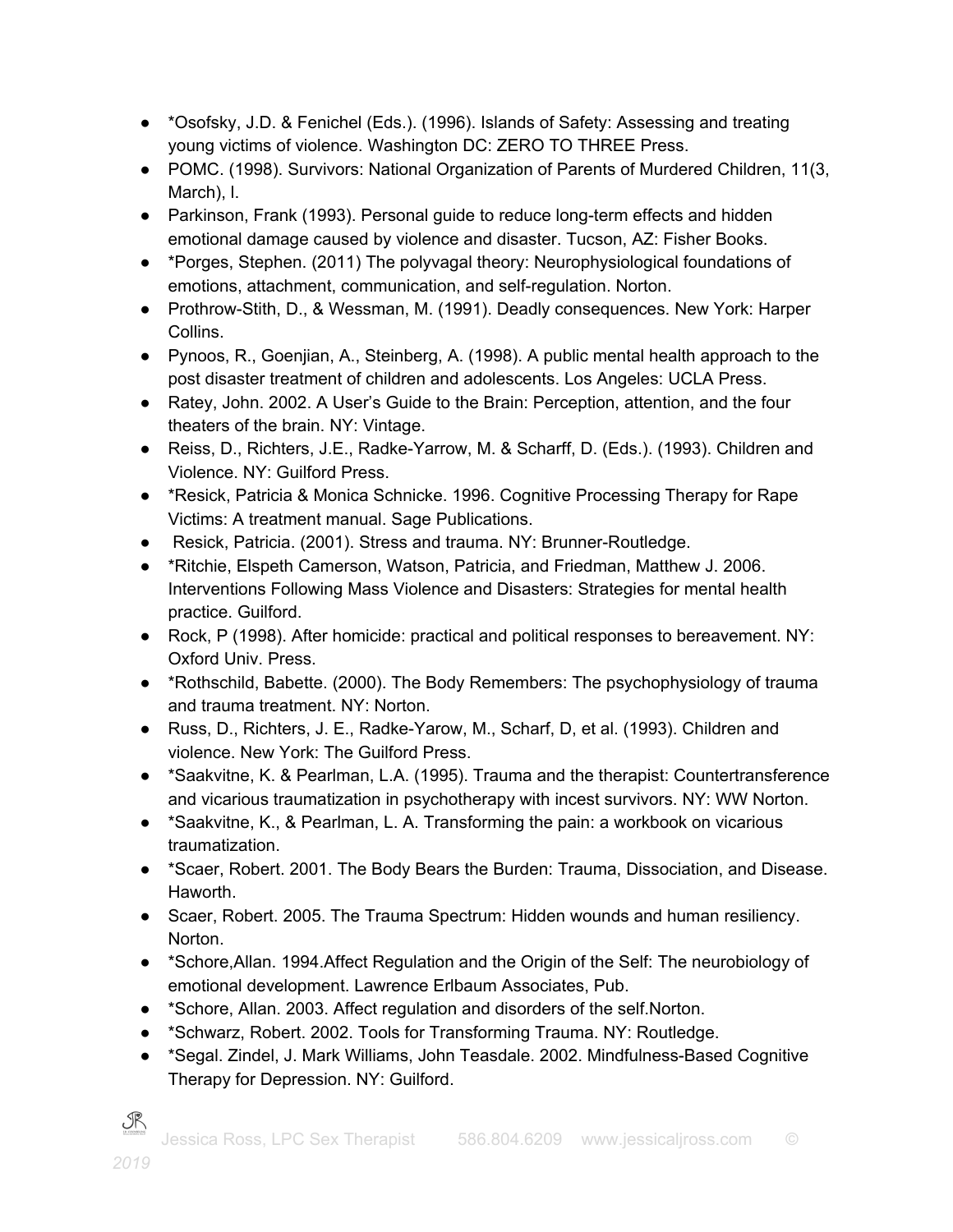- *Osofsky, J.D. & Fenichel (Eds.). (1996). Islands of Safety: Assessing and treating young victims of violence. Washington DC: ZERO TO THREE Press.
- POMC. (1998). Survivors: National Organization of Parents of Murdered Children, 11(3, March), l.
- Parkinson, Frank (1993). Personal guide to reduce long-term effects and hidden emotional damage caused by violence and disaster. Tucson, AZ: Fisher Books.
- *Porges, Stephen. (2011) The polyvagal theory: Neurophysiological foundations of emotions, attachment, communication, and self-regulation. Norton.
- Prothrow-Stith, D., & Wessman, M. (1991). Deadly consequences. New York: Harper Collins.
- Pynoos, R., Goenjian, A., Steinberg, A. (1998). A public mental health approach to the post disaster treatment of children and adolescents. Los Angeles: UCLA Press.
- Ratey, John. 2002. A User's Guide to the Brain: Perception, attention, and the four theaters of the brain. NY: Vintage.
- Reiss, D., Richters, J.E., Radke-Yarrow, M. & Scharff, D. (Eds.). (1993). Children and Violence. NY: Guilford Press.
- *Resick, Patricia & Monica Schnicke. 1996. Cognitive Processing Therapy for Rape Victims: A treatment manual. Sage Publications.
- Resick, Patricia. (2001). Stress and trauma. NY: Brunner-Routledge.
- *Ritchie, Elspeth Camerson, Watson, Patricia, and Friedman, Matthew J. 2006. Interventions Following Mass Violence and Disasters: Strategies for mental health practice. Guilford.
- Rock, P (1998). After homicide: practical and political responses to bereavement. NY: Oxford Univ. Press.
- *Rothschild, Babette. (2000). The Body Remembers: The psychophysiology of trauma and trauma treatment. NY: Norton.
- Russ, D., Richters, J. E., Radke-Yarow, M., Scharf, D, et al. (1993). Children and violence. New York: The Guilford Press.
- *Saakvitne, K. & Pearlman, L.A. (1995). Trauma and the therapist: Countertransference and vicarious traumatization in psychotherapy with incest survivors. NY: WW Norton.
- *Saakvitne, K., & Pearlman, L. A. Transforming the pain: a workbook on vicarious traumatization.
- *Scaer, Robert. 2001. The Body Bears the Burden: Trauma, Dissociation, and Disease. Haworth.
- Scaer, Robert. 2005. The Trauma Spectrum: Hidden wounds and human resiliency. Norton.
- *Schore,Allan. 1994.Affect Regulation and the Origin of the Self: The neurobiology of emotional development. Lawrence Erlbaum Associates, Pub.
- *Schore, Allan. 2003. Affect regulation and disorders of the self.Norton.
- *Schwarz, Robert. 2002. Tools for Transforming Trauma. NY: Routledge.
- *Segal. Zindel, J. Mark Williams, John Teasdale. 2002. Mindfulness-Based Cognitive Therapy for Depression. NY: Guilford.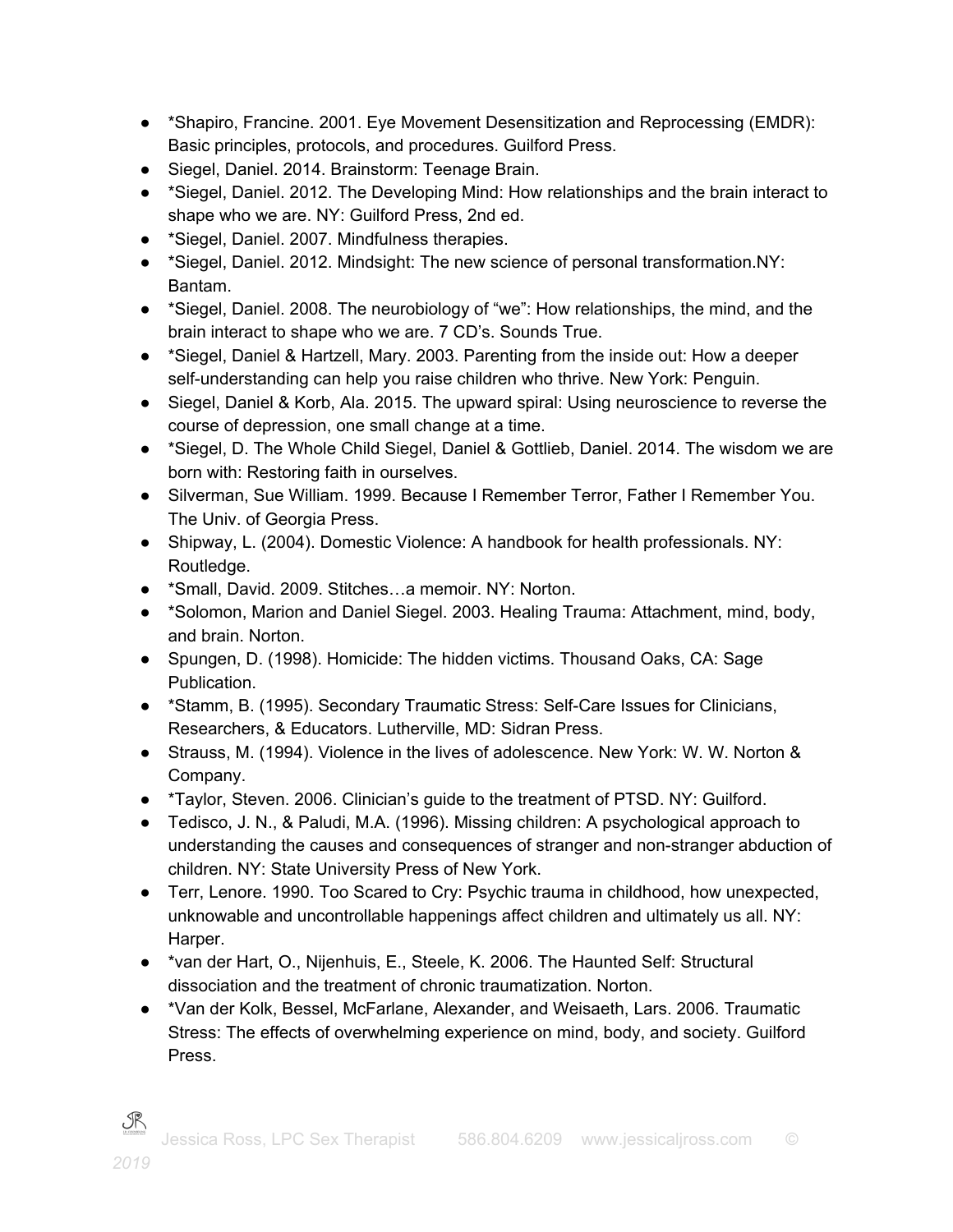- *Shapiro, Francine. 2001. Eye Movement Desensitization and Reprocessing (EMDR): Basic principles, protocols, and procedures. Guilford Press.
- Siegel, Daniel. 2014. Brainstorm: Teenage Brain.
- *Siegel, Daniel. 2012. The Developing Mind: How relationships and the brain interact to shape who we are. NY: Guilford Press, 2nd ed.
- *Siegel, Daniel. 2007. Mindfulness therapies.
- *Siegel, Daniel. 2012. Mindsight: The new science of personal transformation.NY: Bantam.
- *Siegel, Daniel. 2008. The neurobiology of "we": How relationships, the mind, and the brain interact to shape who we are. 7 CD's. Sounds True.
- *Siegel, Daniel & Hartzell, Mary. 2003. Parenting from the inside out: How a deeper self-understanding can help you raise children who thrive. New York: Penguin.
- Siegel, Daniel & Korb, Ala. 2015. The upward spiral: Using neuroscience to reverse the course of depression, one small change at a time.
- *Siegel, D. The Whole Child Siegel, Daniel & Gottlieb, Daniel. 2014. The wisdom we are born with: Restoring faith in ourselves.
- Silverman, Sue William. 1999. Because I Remember Terror, Father I Remember You. The Univ. of Georgia Press.
- Shipway, L. (2004). Domestic Violence: A handbook for health professionals. NY: Routledge.
- *Small, David. 2009. Stitches…a memoir. NY: Norton.
- *Solomon, Marion and Daniel Siegel. 2003. Healing Trauma: Attachment, mind, body, and brain. Norton.
- Spungen, D. (1998). Homicide: The hidden victims. Thousand Oaks, CA: Sage Publication.
- *Stamm, B. (1995). Secondary Traumatic Stress: Self-Care Issues for Clinicians, Researchers, & Educators. Lutherville, MD: Sidran Press.
- Strauss, M. (1994). Violence in the lives of adolescence. New York: W. W. Norton & Company.
- *Taylor, Steven. 2006. Clinician's guide to the treatment of PTSD. NY: Guilford.
- Tedisco, J. N., & Paludi, M.A. (1996). Missing children: A psychological approach to understanding the causes and consequences of stranger and non-stranger abduction of children. NY: State University Press of New York.
- Terr, Lenore. 1990. Too Scared to Cry: Psychic trauma in childhood, how unexpected, unknowable and uncontrollable happenings affect children and ultimately us all. NY: Harper.
- *van der Hart, O., Nijenhuis, E., Steele, K. 2006. The Haunted Self: Structural dissociation and the treatment of chronic traumatization. Norton.
- *Van der Kolk, Bessel, McFarlane, Alexander, and Weisaeth, Lars. 2006. Traumatic Stress: The effects of overwhelming experience on mind, body, and society. Guilford Press.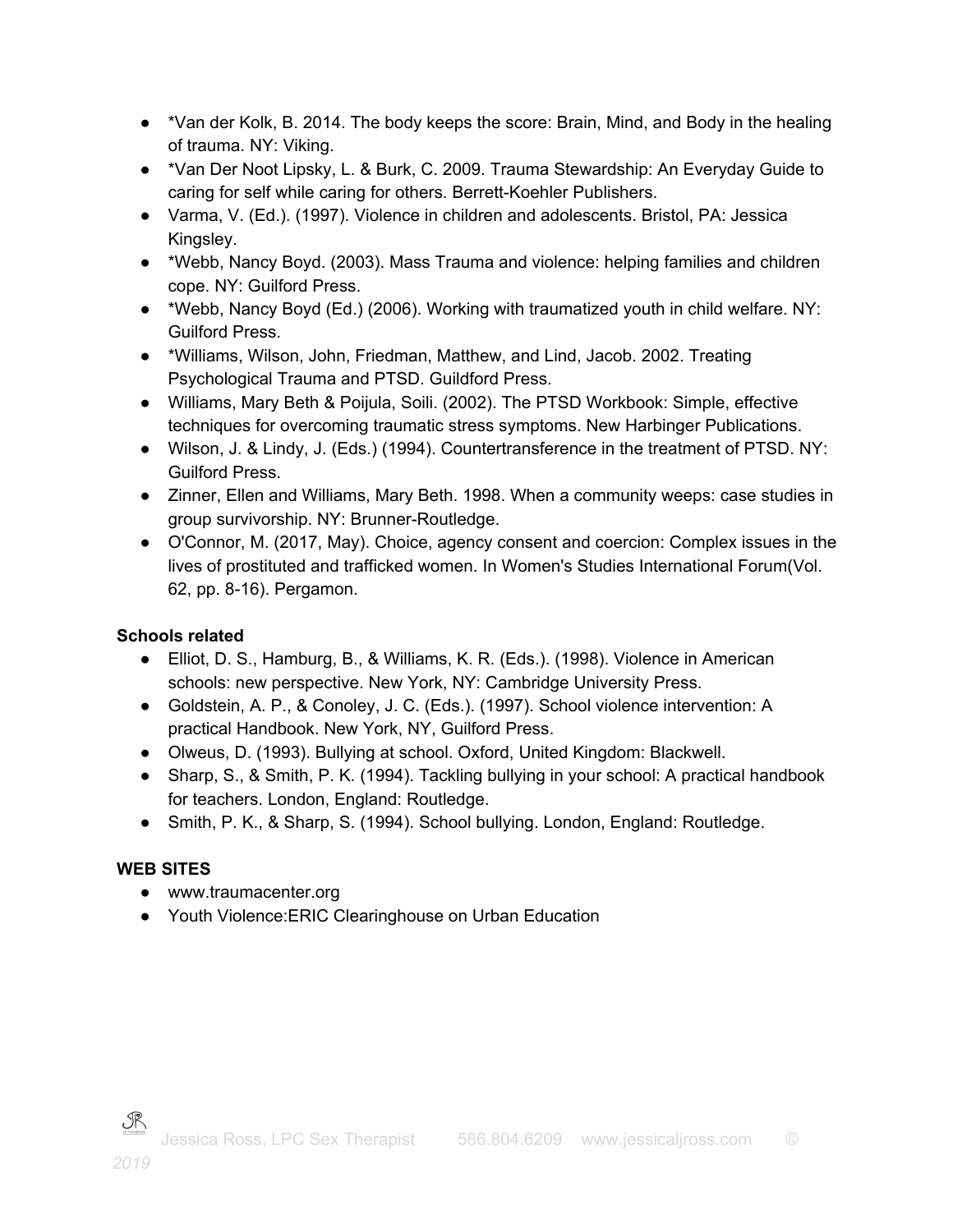- *Van der Kolk, B. 2014. The body keeps the score: Brain, Mind, and Body in the healing of trauma. NY: Viking.
- *Van Der Noot Lipsky, L. & Burk, C. 2009. Trauma Stewardship: An Everyday Guide to caring for self while caring for others. Berrett-Koehler Publishers.
- Varma, V. (Ed.). (1997). Violence in children and adolescents. Bristol, PA: Jessica Kingsley.
- *Webb, Nancy Boyd. (2003). Mass Trauma and violence: helping families and children cope. NY: Guilford Press.
- *Webb, Nancy Boyd (Ed.) (2006). Working with traumatized youth in child welfare. NY: Guilford Press.
- *Williams, Wilson, John, Friedman, Matthew, and Lind, Jacob. 2002. Treating Psychological Trauma and PTSD. Guildford Press.
- Williams, Mary Beth & Poijula, Soili. (2002). The PTSD Workbook: Simple, effective techniques for overcoming traumatic stress symptoms. New Harbinger Publications.
- Wilson, J. & Lindy, J. (Eds.) (1994). Countertransference in the treatment of PTSD. NY: Guilford Press.
- Zinner, Ellen and Williams, Mary Beth. 1998. When a community weeps: case studies in group survivorship. NY: Brunner-Routledge.
- O'Connor, M. (2017, May). Choice, agency consent and coercion: Complex issues in the lives of prostituted and trafficked women. In Women's Studies International Forum(Vol. 62, pp. 8-16). Pergamon.

**Schools related**

- Elliot, D. S., Hamburg, B., & Williams, K. R. (Eds.). (1998). Violence in American schools: new perspective. New York, NY: Cambridge University Press.
- Goldstein, A. P., & Conoley, J. C. (Eds.). (1997). School violence intervention: A practical Handbook. New York, NY, Guilford Press.
- Olweus, D. (1993). Bullying at school. Oxford, United Kingdom: Blackwell.
- Sharp, S., & Smith, P. K. (1994). Tackling bullying in your school: A practical handbook for teachers. London, England: Routledge.
- Smith, P. K., & Sharp, S. (1994). School bullying. London, England: Routledge.

**WEB SITES**

- www.traumacenter.org
- Youth Violence:ERIC Clearinghouse on Urban Education